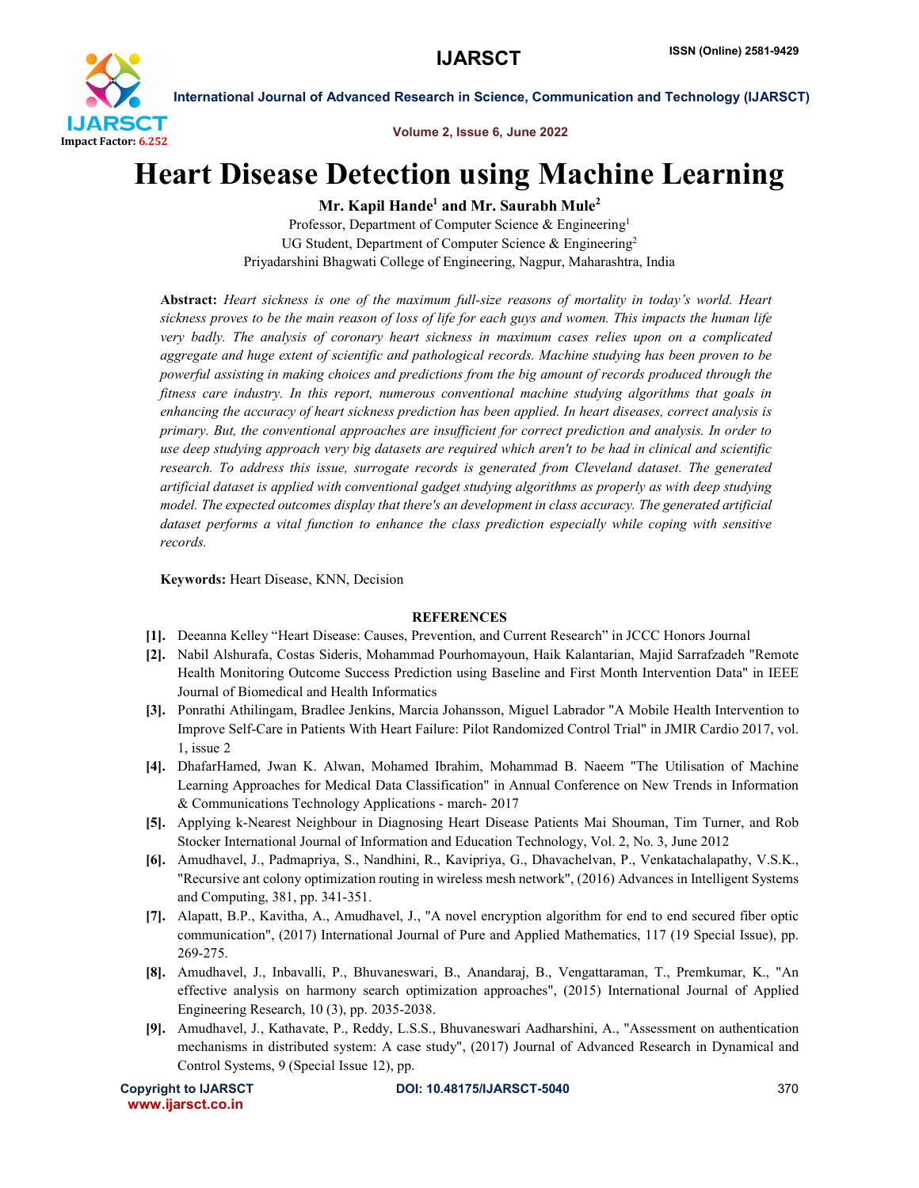# Heart Disease Detection using Machine Learning

**Mr. Kapil Hande[1] and Mr. Saurabh Mule[2]**

Professor, Department of Computer Science & Engineering[1]
UG Student, Department of Computer Science & Engineering[2]
Priyadarshini Bhagwati College of Engineering, Nagpur, Maharashtra, India

**Abstract:** *Heart sickness is one of the maximum full-size reasons of mortality in today's world. Heart sickness proves to be the main reason of loss of life for each guys and women. This impacts the human life very badly. The analysis of coronary heart sickness in maximum cases relies upon on a complicated aggregate and huge extent of scientific and pathological records. Machine studying has been proven to be powerful assisting in making choices and predictions from the big amount of records produced through the fitness care industry. In this report, numerous conventional machine studying algorithms that goals in enhancing the accuracy of heart sickness prediction has been applied. In heart diseases, correct analysis is primary. But, the conventional approaches are insufficient for correct prediction and analysis. In order to use deep studying approach very big datasets are required which aren't to be had in clinical and scientific research. To address this issue, surrogate records is generated from Cleveland dataset. The generated artificial dataset is applied with conventional gadget studying algorithms as properly as with deep studying model. The expected outcomes display that there's an development in class accuracy. The generated artificial dataset performs a vital function to enhance the class prediction especially while coping with sensitive records.*

**Keywords:** Heart Disease, KNN, Decision

## REFERENCES

[1]. Deeanna Kelley "Heart Disease: Causes, Prevention, and Current Research" in JCCC Honors Journal

[2]. Nabil Alshurafa, Costas Sideris, Mohammad Pourhomayoun, Haik Kalantarian, Majid Sarrafzadeh "Remote Health Monitoring Outcome Success Prediction using Baseline and First Month Intervention Data" in IEEE Journal of Biomedical and Health Informatics

[3]. Ponrathi Athilingam, Bradlee Jenkins, Marcia Johansson, Miguel Labrador "A Mobile Health Intervention to Improve Self-Care in Patients With Heart Failure: Pilot Randomized Control Trial" in JMIR Cardio 2017, vol. 1, issue 2

[4]. DhafarHamed, Jwan K. Alwan, Mohamed Ibrahim, Mohammad B. Naeem "The Utilisation of Machine Learning Approaches for Medical Data Classification" in Annual Conference on New Trends in Information & Communications Technology Applications - march- 2017

[5]. Applying k-Nearest Neighbour in Diagnosing Heart Disease Patients Mai Shouman, Tim Turner, and Rob Stocker International Journal of Information and Education Technology, Vol. 2, No. 3, June 2012

[6]. Amudhavel, J., Padmapriya, S., Nandhini, R., Kavipriya, G., Dhavachelvan, P., Venkatachalapathy, V.S.K., "Recursive ant colony optimization routing in wireless mesh network", (2016) Advances in Intelligent Systems and Computing, 381, pp. 341-351.

[7]. Alapatt, B.P., Kavitha, A., Amudhavel, J., "A novel encryption algorithm for end to end secured fiber optic communication", (2017) International Journal of Pure and Applied Mathematics, 117 (19 Special Issue), pp. 269-275.

[8]. Amudhavel, J., Inbavalli, P., Bhuvaneswari, B., Anandaraj, B., Vengattaraman, T., Premkumar, K., "An effective analysis on harmony search optimization approaches", (2015) International Journal of Applied Engineering Research, 10 (3), pp. 2035-2038.

[9]. Amudhavel, J., Kathavate, P., Reddy, L.S.S., Bhuvaneswari Aadharshini, A., "Assessment on authentication mechanisms in distributed system: A case study", (2017) Journal of Advanced Research in Dynamical and Control Systems, 9 (Special Issue 12), pp.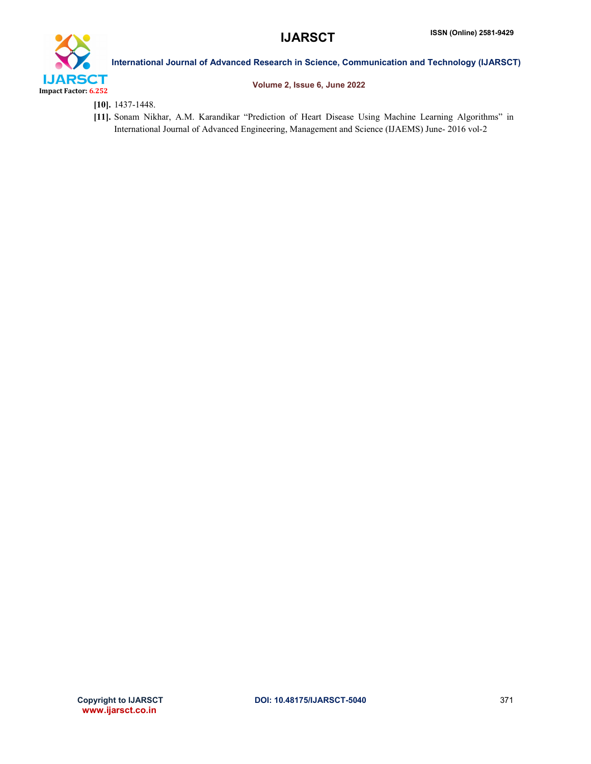**[10].** 1437-1448.

**[11].** Sonam Nikhar, A.M. Karandikar "Prediction of Heart Disease Using Machine Learning Algorithms" in International Journal of Advanced Engineering, Management and Science (IJAEMS) June- 2016 vol-2